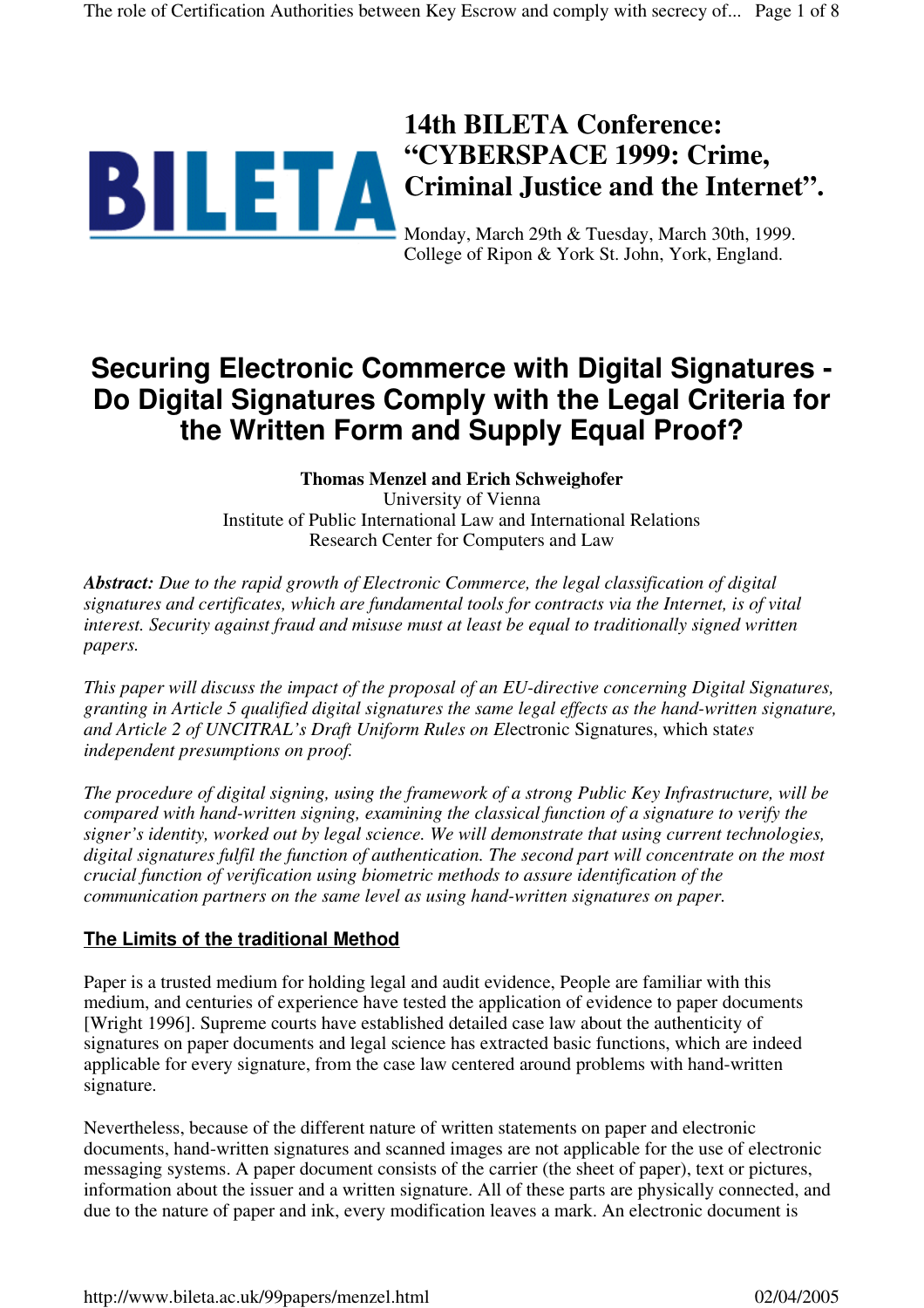# 14th BILETA Conference: "CYBERSPACE 1999: Crime, Criminal Justice and the Internet".

Monday, March 29th & Tuesday, March 30th, 1999.
College of Ripon & York St. John, York, England.

# Securing Electronic Commerce with Digital Signatures - Do Digital Signatures Comply with the Legal Criteria for the Written Form and Supply Equal Proof?

**Thomas Menzel and Erich Schweighofer**
University of Vienna
Institute of Public International Law and International Relations
Research Center for Computers and Law

***Abstract:*** *Due to the rapid growth of Electronic Commerce, the legal classification of digital signatures and certificates, which are fundamental tools for contracts via the Internet, is of vital interest. Security against fraud and misuse must at least be equal to traditionally signed written papers.*

*This paper will discuss the impact of the proposal of an EU-directive concerning Digital Signatures, granting in Article 5 qualified digital signatures the same legal effects as the hand-written signature, and Article 2 of UNCITRAL's Draft Uniform Rules on El*ectronic Signatures, which stat*es independent presumptions on proof.*

*The procedure of digital signing, using the framework of a strong Public Key Infrastructure, will be compared with hand-written signing, examining the classical function of a signature to verify the signer's identity, worked out by legal science. We will demonstrate that using current technologies, digital signatures fulfil the function of authentication. The second part will concentrate on the most crucial function of verification using biometric methods to assure identification of the communication partners on the same level as using hand-written signatures on paper.*

## The Limits of the traditional Method

Paper is a trusted medium for holding legal and audit evidence, People are familiar with this medium, and centuries of experience have tested the application of evidence to paper documents [Wright 1996]. Supreme courts have established detailed case law about the authenticity of signatures on paper documents and legal science has extracted basic functions, which are indeed applicable for every signature, from the case law centered around problems with hand-written signature.

Nevertheless, because of the different nature of written statements on paper and electronic documents, hand-written signatures and scanned images are not applicable for the use of electronic messaging systems. A paper document consists of the carrier (the sheet of paper), text or pictures, information about the issuer and a written signature. All of these parts are physically connected, and due to the nature of paper and ink, every modification leaves a mark. An electronic document is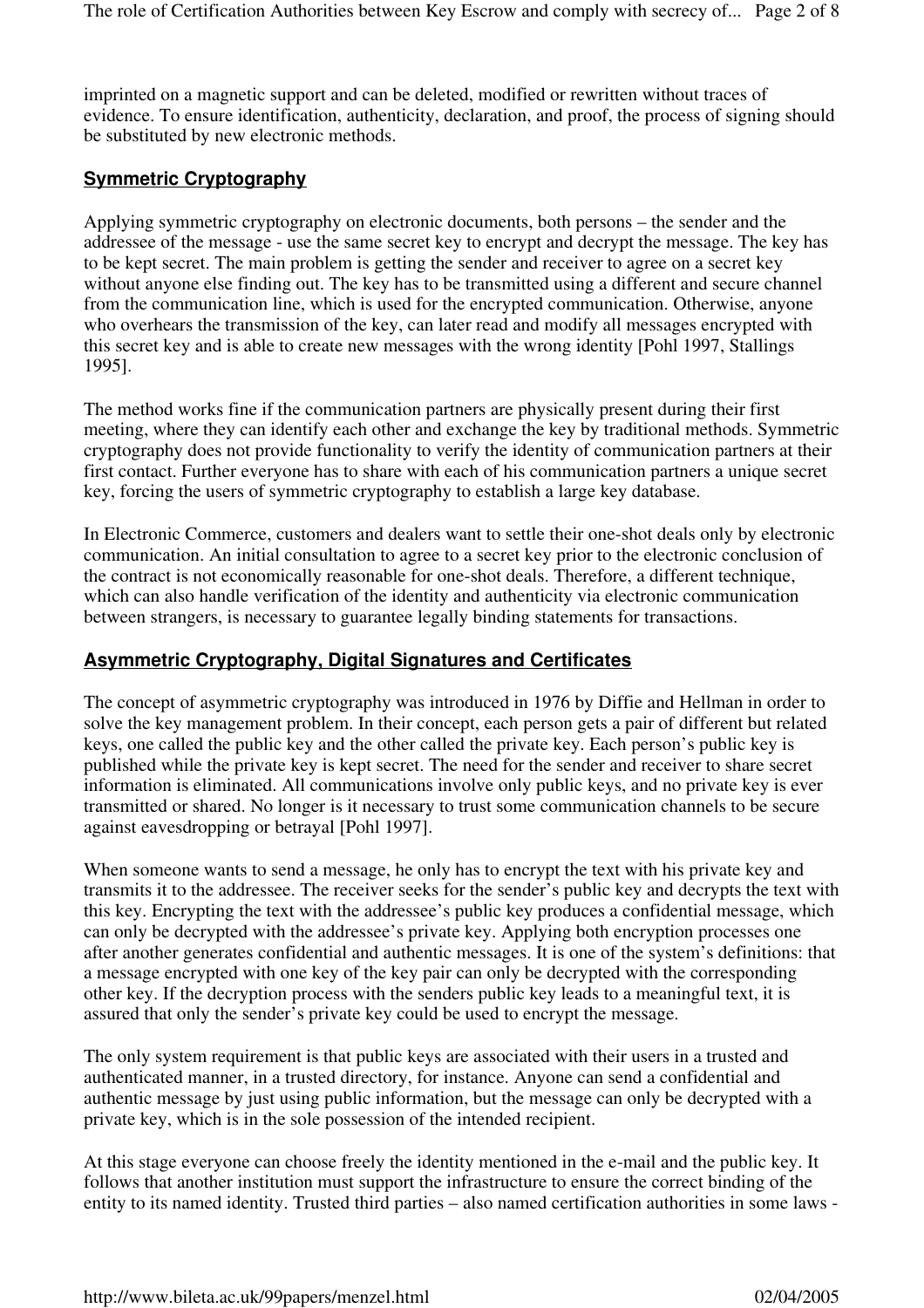imprinted on a magnetic support and can be deleted, modified or rewritten without traces of evidence. To ensure identification, authenticity, declaration, and proof, the process of signing should be substituted by new electronic methods.

## Symmetric Cryptography

Applying symmetric cryptography on electronic documents, both persons – the sender and the addressee of the message - use the same secret key to encrypt and decrypt the message. The key has to be kept secret. The main problem is getting the sender and receiver to agree on a secret key without anyone else finding out. The key has to be transmitted using a different and secure channel from the communication line, which is used for the encrypted communication. Otherwise, anyone who overhears the transmission of the key, can later read and modify all messages encrypted with this secret key and is able to create new messages with the wrong identity [Pohl 1997, Stallings 1995].

The method works fine if the communication partners are physically present during their first meeting, where they can identify each other and exchange the key by traditional methods. Symmetric cryptography does not provide functionality to verify the identity of communication partners at their first contact. Further everyone has to share with each of his communication partners a unique secret key, forcing the users of symmetric cryptography to establish a large key database.

In Electronic Commerce, customers and dealers want to settle their one-shot deals only by electronic communication. An initial consultation to agree to a secret key prior to the electronic conclusion of the contract is not economically reasonable for one-shot deals. Therefore, a different technique, which can also handle verification of the identity and authenticity via electronic communication between strangers, is necessary to guarantee legally binding statements for transactions.

## Asymmetric Cryptography, Digital Signatures and Certificates

The concept of asymmetric cryptography was introduced in 1976 by Diffie and Hellman in order to solve the key management problem. In their concept, each person gets a pair of different but related keys, one called the public key and the other called the private key. Each person's public key is published while the private key is kept secret. The need for the sender and receiver to share secret information is eliminated. All communications involve only public keys, and no private key is ever transmitted or shared. No longer is it necessary to trust some communication channels to be secure against eavesdropping or betrayal [Pohl 1997].

When someone wants to send a message, he only has to encrypt the text with his private key and transmits it to the addressee. The receiver seeks for the sender's public key and decrypts the text with this key. Encrypting the text with the addressee's public key produces a confidential message, which can only be decrypted with the addressee's private key. Applying both encryption processes one after another generates confidential and authentic messages. It is one of the system's definitions: that a message encrypted with one key of the key pair can only be decrypted with the corresponding other key. If the decryption process with the senders public key leads to a meaningful text, it is assured that only the sender's private key could be used to encrypt the message.

The only system requirement is that public keys are associated with their users in a trusted and authenticated manner, in a trusted directory, for instance. Anyone can send a confidential and authentic message by just using public information, but the message can only be decrypted with a private key, which is in the sole possession of the intended recipient.

At this stage everyone can choose freely the identity mentioned in the e-mail and the public key. It follows that another institution must support the infrastructure to ensure the correct binding of the entity to its named identity. Trusted third parties – also named certification authorities in some laws -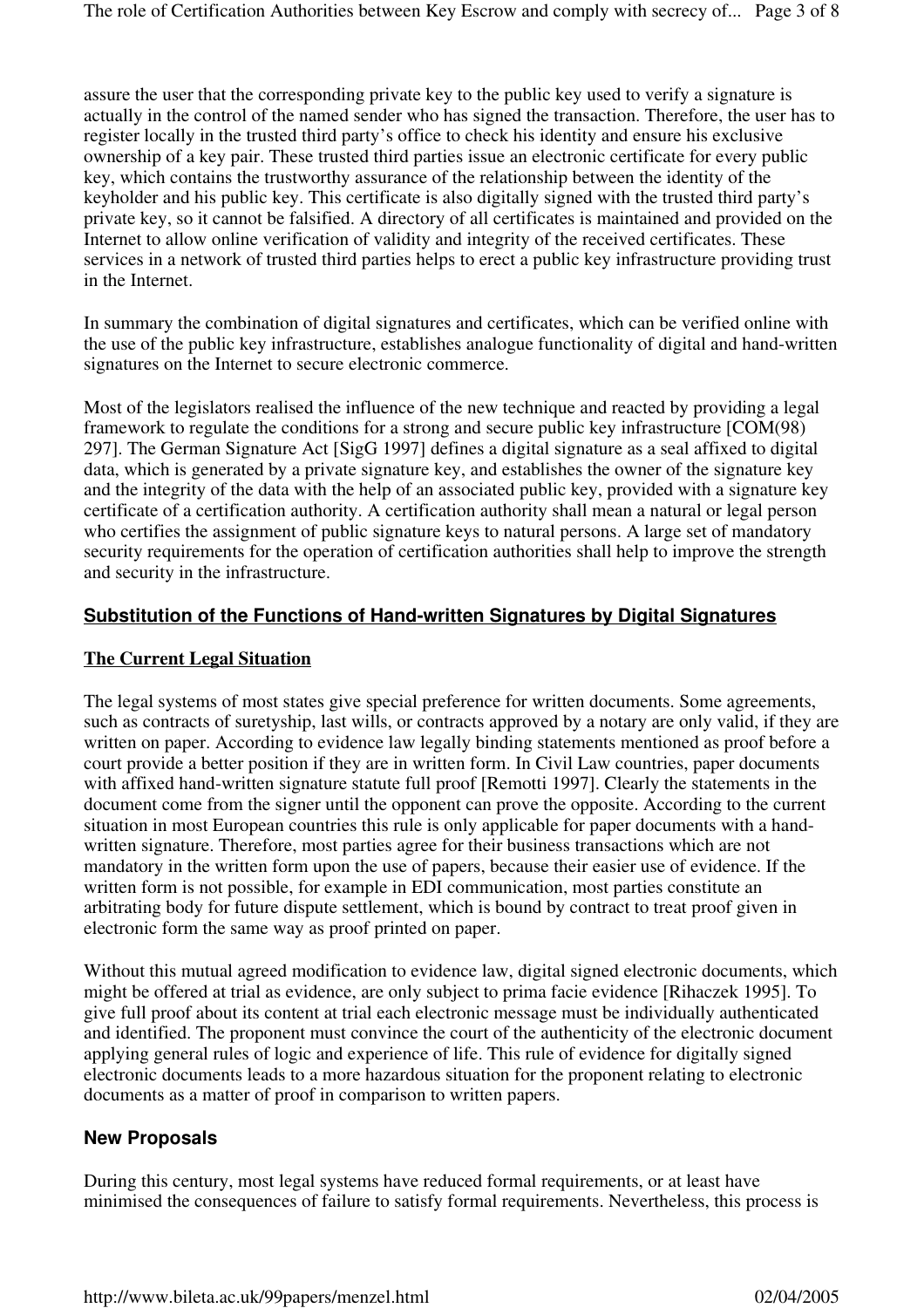assure the user that the corresponding private key to the public key used to verify a signature is actually in the control of the named sender who has signed the transaction. Therefore, the user has to register locally in the trusted third party's office to check his identity and ensure his exclusive ownership of a key pair. These trusted third parties issue an electronic certificate for every public key, which contains the trustworthy assurance of the relationship between the identity of the keyholder and his public key. This certificate is also digitally signed with the trusted third party's private key, so it cannot be falsified. A directory of all certificates is maintained and provided on the Internet to allow online verification of validity and integrity of the received certificates. These services in a network of trusted third parties helps to erect a public key infrastructure providing trust in the Internet.

In summary the combination of digital signatures and certificates, which can be verified online with the use of the public key infrastructure, establishes analogue functionality of digital and hand-written signatures on the Internet to secure electronic commerce.

Most of the legislators realised the influence of the new technique and reacted by providing a legal framework to regulate the conditions for a strong and secure public key infrastructure [COM(98) 297]. The German Signature Act [SigG 1997] defines a digital signature as a seal affixed to digital data, which is generated by a private signature key, and establishes the owner of the signature key and the integrity of the data with the help of an associated public key, provided with a signature key certificate of a certification authority. A certification authority shall mean a natural or legal person who certifies the assignment of public signature keys to natural persons. A large set of mandatory security requirements for the operation of certification authorities shall help to improve the strength and security in the infrastructure.

## **Substitution of the Functions of Hand-written Signatures by Digital Signatures**

### **The Current Legal Situation**

The legal systems of most states give special preference for written documents. Some agreements, such as contracts of suretyship, last wills, or contracts approved by a notary are only valid, if they are written on paper. According to evidence law legally binding statements mentioned as proof before a court provide a better position if they are in written form. In Civil Law countries, paper documents with affixed hand-written signature statute full proof [Remotti 1997]. Clearly the statements in the document come from the signer until the opponent can prove the opposite. According to the current situation in most European countries this rule is only applicable for paper documents with a hand-written signature. Therefore, most parties agree for their business transactions which are not mandatory in the written form upon the use of papers, because their easier use of evidence. If the written form is not possible, for example in EDI communication, most parties constitute an arbitrating body for future dispute settlement, which is bound by contract to treat proof given in electronic form the same way as proof printed on paper.

Without this mutual agreed modification to evidence law, digital signed electronic documents, which might be offered at trial as evidence, are only subject to prima facie evidence [Rihaczek 1995]. To give full proof about its content at trial each electronic message must be individually authenticated and identified. The proponent must convince the court of the authenticity of the electronic document applying general rules of logic and experience of life. This rule of evidence for digitally signed electronic documents leads to a more hazardous situation for the proponent relating to electronic documents as a matter of proof in comparison to written papers.

### **New Proposals**

During this century, most legal systems have reduced formal requirements, or at least have minimised the consequences of failure to satisfy formal requirements. Nevertheless, this process is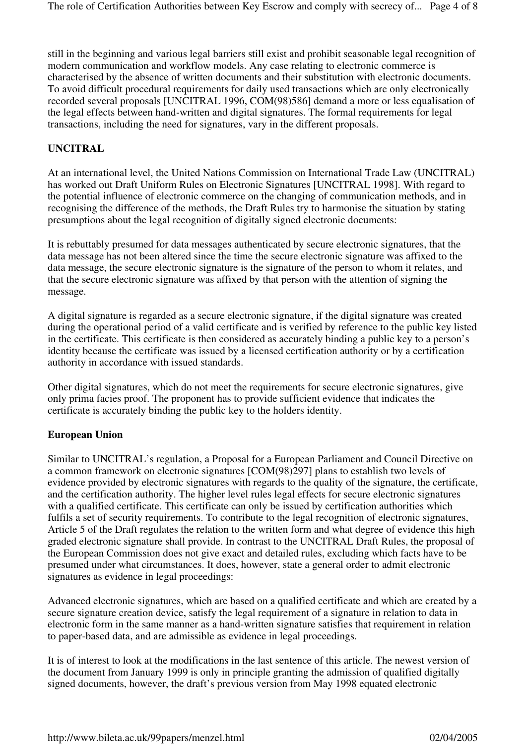still in the beginning and various legal barriers still exist and prohibit seasonable legal recognition of modern communication and workflow models. Any case relating to electronic commerce is characterised by the absence of written documents and their substitution with electronic documents. To avoid difficult procedural requirements for daily used transactions which are only electronically recorded several proposals [UNCITRAL 1996, COM(98)586] demand a more or less equalisation of the legal effects between hand-written and digital signatures. The formal requirements for legal transactions, including the need for signatures, vary in the different proposals.

**UNCITRAL**

At an international level, the United Nations Commission on International Trade Law (UNCITRAL) has worked out Draft Uniform Rules on Electronic Signatures [UNCITRAL 1998]. With regard to the potential influence of electronic commerce on the changing of communication methods, and in recognising the difference of the methods, the Draft Rules try to harmonise the situation by stating presumptions about the legal recognition of digitally signed electronic documents:

It is rebuttably presumed for data messages authenticated by secure electronic signatures, that the data message has not been altered since the time the secure electronic signature was affixed to the data message, the secure electronic signature is the signature of the person to whom it relates, and that the secure electronic signature was affixed by that person with the attention of signing the message.

A digital signature is regarded as a secure electronic signature, if the digital signature was created during the operational period of a valid certificate and is verified by reference to the public key listed in the certificate. This certificate is then considered as accurately binding a public key to a person's identity because the certificate was issued by a licensed certification authority or by a certification authority in accordance with issued standards.

Other digital signatures, which do not meet the requirements for secure electronic signatures, give only prima facies proof. The proponent has to provide sufficient evidence that indicates the certificate is accurately binding the public key to the holders identity.

**European Union**

Similar to UNCITRAL's regulation, a Proposal for a European Parliament and Council Directive on a common framework on electronic signatures [COM(98)297] plans to establish two levels of evidence provided by electronic signatures with regards to the quality of the signature, the certificate, and the certification authority. The higher level rules legal effects for secure electronic signatures with a qualified certificate. This certificate can only be issued by certification authorities which fulfils a set of security requirements. To contribute to the legal recognition of electronic signatures, Article 5 of the Draft regulates the relation to the written form and what degree of evidence this high graded electronic signature shall provide. In contrast to the UNCITRAL Draft Rules, the proposal of the European Commission does not give exact and detailed rules, excluding which facts have to be presumed under what circumstances. It does, however, state a general order to admit electronic signatures as evidence in legal proceedings:

Advanced electronic signatures, which are based on a qualified certificate and which are created by a secure signature creation device, satisfy the legal requirement of a signature in relation to data in electronic form in the same manner as a hand-written signature satisfies that requirement in relation to paper-based data, and are admissible as evidence in legal proceedings.

It is of interest to look at the modifications in the last sentence of this article. The newest version of the document from January 1999 is only in principle granting the admission of qualified digitally signed documents, however, the draft's previous version from May 1998 equated electronic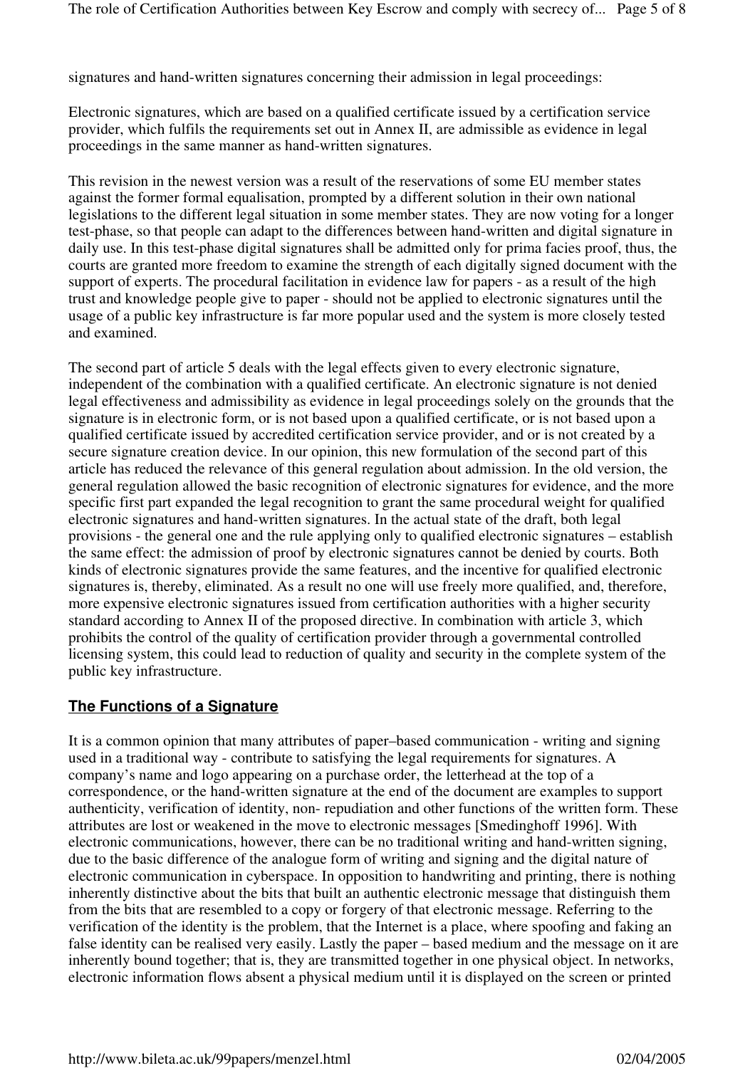signatures and hand-written signatures concerning their admission in legal proceedings:

Electronic signatures, which are based on a qualified certificate issued by a certification service provider, which fulfils the requirements set out in Annex II, are admissible as evidence in legal proceedings in the same manner as hand-written signatures.

This revision in the newest version was a result of the reservations of some EU member states against the former formal equalisation, prompted by a different solution in their own national legislations to the different legal situation in some member states. They are now voting for a longer test-phase, so that people can adapt to the differences between hand-written and digital signature in daily use. In this test-phase digital signatures shall be admitted only for prima facies proof, thus, the courts are granted more freedom to examine the strength of each digitally signed document with the support of experts. The procedural facilitation in evidence law for papers - as a result of the high trust and knowledge people give to paper - should not be applied to electronic signatures until the usage of a public key infrastructure is far more popular used and the system is more closely tested and examined.

The second part of article 5 deals with the legal effects given to every electronic signature, independent of the combination with a qualified certificate. An electronic signature is not denied legal effectiveness and admissibility as evidence in legal proceedings solely on the grounds that the signature is in electronic form, or is not based upon a qualified certificate, or is not based upon a qualified certificate issued by accredited certification service provider, and or is not created by a secure signature creation device. In our opinion, this new formulation of the second part of this article has reduced the relevance of this general regulation about admission. In the old version, the general regulation allowed the basic recognition of electronic signatures for evidence, and the more specific first part expanded the legal recognition to grant the same procedural weight for qualified electronic signatures and hand-written signatures. In the actual state of the draft, both legal provisions - the general one and the rule applying only to qualified electronic signatures – establish the same effect: the admission of proof by electronic signatures cannot be denied by courts. Both kinds of electronic signatures provide the same features, and the incentive for qualified electronic signatures is, thereby, eliminated. As a result no one will use freely more qualified, and, therefore, more expensive electronic signatures issued from certification authorities with a higher security standard according to Annex II of the proposed directive. In combination with article 3, which prohibits the control of the quality of certification provider through a governmental controlled licensing system, this could lead to reduction of quality and security in the complete system of the public key infrastructure.

## The Functions of a Signature

It is a common opinion that many attributes of paper–based communication - writing and signing used in a traditional way - contribute to satisfying the legal requirements for signatures. A company's name and logo appearing on a purchase order, the letterhead at the top of a correspondence, or the hand-written signature at the end of the document are examples to support authenticity, verification of identity, non- repudiation and other functions of the written form. These attributes are lost or weakened in the move to electronic messages [Smedinghoff 1996]. With electronic communications, however, there can be no traditional writing and hand-written signing, due to the basic difference of the analogue form of writing and signing and the digital nature of electronic communication in cyberspace. In opposition to handwriting and printing, there is nothing inherently distinctive about the bits that built an authentic electronic message that distinguish them from the bits that are resembled to a copy or forgery of that electronic message. Referring to the verification of the identity is the problem, that the Internet is a place, where spoofing and faking an false identity can be realised very easily. Lastly the paper – based medium and the message on it are inherently bound together; that is, they are transmitted together in one physical object. In networks, electronic information flows absent a physical medium until it is displayed on the screen or printed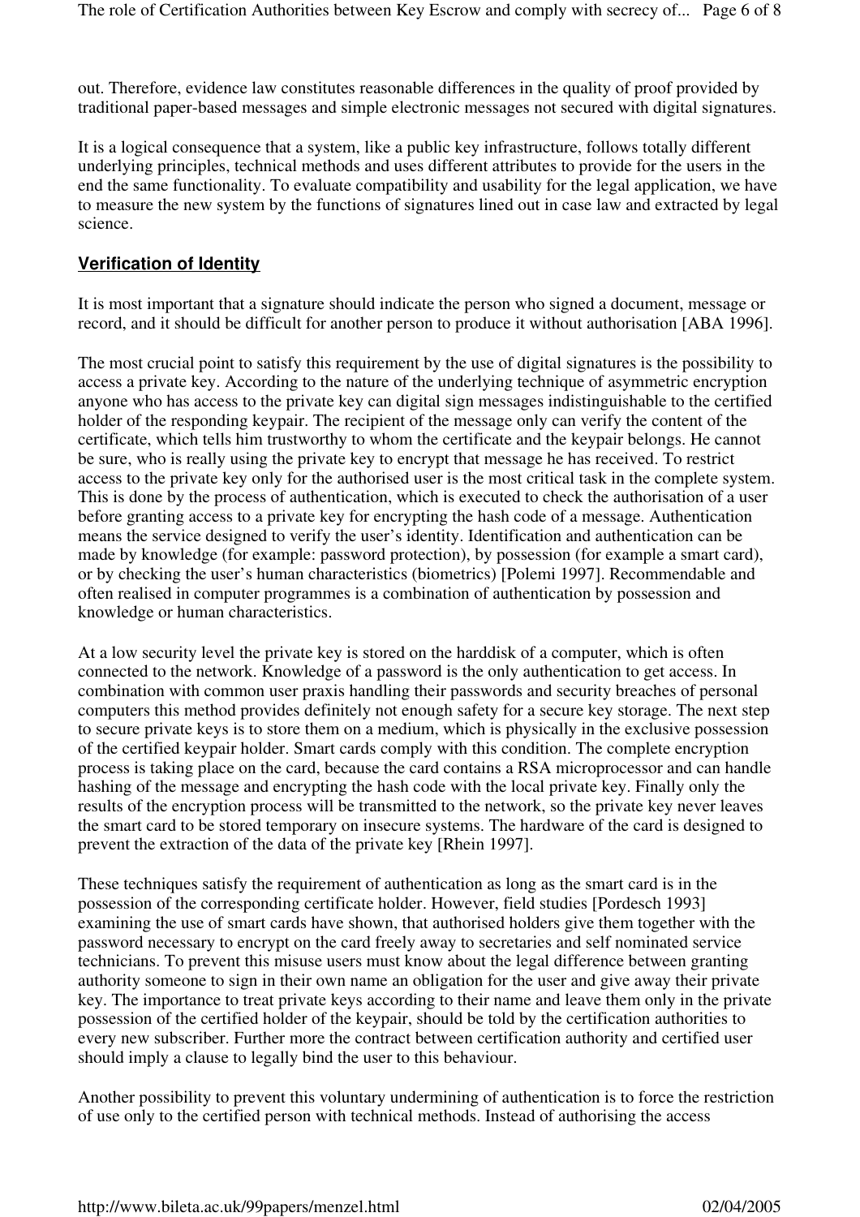out. Therefore, evidence law constitutes reasonable differences in the quality of proof provided by traditional paper-based messages and simple electronic messages not secured with digital signatures.

It is a logical consequence that a system, like a public key infrastructure, follows totally different underlying principles, technical methods and uses different attributes to provide for the users in the end the same functionality. To evaluate compatibility and usability for the legal application, we have to measure the new system by the functions of signatures lined out in case law and extracted by legal science.

## Verification of Identity

It is most important that a signature should indicate the person who signed a document, message or record, and it should be difficult for another person to produce it without authorisation [ABA 1996].

The most crucial point to satisfy this requirement by the use of digital signatures is the possibility to access a private key. According to the nature of the underlying technique of asymmetric encryption anyone who has access to the private key can digital sign messages indistinguishable to the certified holder of the responding keypair. The recipient of the message only can verify the content of the certificate, which tells him trustworthy to whom the certificate and the keypair belongs. He cannot be sure, who is really using the private key to encrypt that message he has received. To restrict access to the private key only for the authorised user is the most critical task in the complete system. This is done by the process of authentication, which is executed to check the authorisation of a user before granting access to a private key for encrypting the hash code of a message. Authentication means the service designed to verify the user's identity. Identification and authentication can be made by knowledge (for example: password protection), by possession (for example a smart card), or by checking the user's human characteristics (biometrics) [Polemi 1997]. Recommendable and often realised in computer programmes is a combination of authentication by possession and knowledge or human characteristics.

At a low security level the private key is stored on the harddisk of a computer, which is often connected to the network. Knowledge of a password is the only authentication to get access. In combination with common user praxis handling their passwords and security breaches of personal computers this method provides definitely not enough safety for a secure key storage. The next step to secure private keys is to store them on a medium, which is physically in the exclusive possession of the certified keypair holder. Smart cards comply with this condition. The complete encryption process is taking place on the card, because the card contains a RSA microprocessor and can handle hashing of the message and encrypting the hash code with the local private key. Finally only the results of the encryption process will be transmitted to the network, so the private key never leaves the smart card to be stored temporary on insecure systems. The hardware of the card is designed to prevent the extraction of the data of the private key [Rhein 1997].

These techniques satisfy the requirement of authentication as long as the smart card is in the possession of the corresponding certificate holder. However, field studies [Pordesch 1993] examining the use of smart cards have shown, that authorised holders give them together with the password necessary to encrypt on the card freely away to secretaries and self nominated service technicians. To prevent this misuse users must know about the legal difference between granting authority someone to sign in their own name an obligation for the user and give away their private key. The importance to treat private keys according to their name and leave them only in the private possession of the certified holder of the keypair, should be told by the certification authorities to every new subscriber. Further more the contract between certification authority and certified user should imply a clause to legally bind the user to this behaviour.

Another possibility to prevent this voluntary undermining of authentication is to force the restriction of use only to the certified person with technical methods. Instead of authorising the access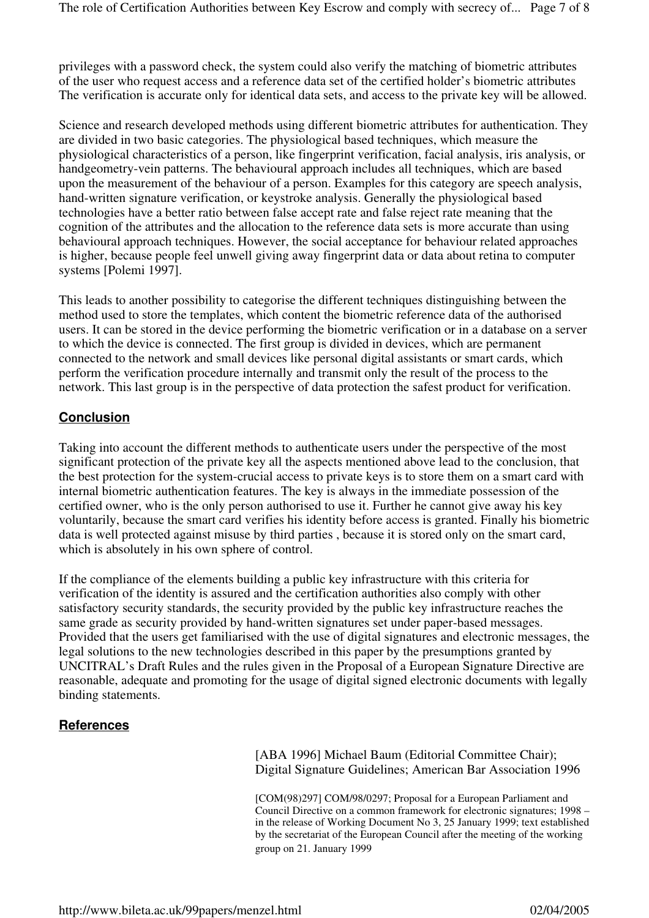privileges with a password check, the system could also verify the matching of biometric attributes of the user who request access and a reference data set of the certified holder's biometric attributes The verification is accurate only for identical data sets, and access to the private key will be allowed.

Science and research developed methods using different biometric attributes for authentication. They are divided in two basic categories. The physiological based techniques, which measure the physiological characteristics of a person, like fingerprint verification, facial analysis, iris analysis, or handgeometry-vein patterns. The behavioural approach includes all techniques, which are based upon the measurement of the behaviour of a person. Examples for this category are speech analysis, hand-written signature verification, or keystroke analysis. Generally the physiological based technologies have a better ratio between false accept rate and false reject rate meaning that the cognition of the attributes and the allocation to the reference data sets is more accurate than using behavioural approach techniques. However, the social acceptance for behaviour related approaches is higher, because people feel unwell giving away fingerprint data or data about retina to computer systems [Polemi 1997].

This leads to another possibility to categorise the different techniques distinguishing between the method used to store the templates, which content the biometric reference data of the authorised users. It can be stored in the device performing the biometric verification or in a database on a server to which the device is connected. The first group is divided in devices, which are permanent connected to the network and small devices like personal digital assistants or smart cards, which perform the verification procedure internally and transmit only the result of the process to the network. This last group is in the perspective of data protection the safest product for verification.

## Conclusion

Taking into account the different methods to authenticate users under the perspective of the most significant protection of the private key all the aspects mentioned above lead to the conclusion, that the best protection for the system-crucial access to private keys is to store them on a smart card with internal biometric authentication features. The key is always in the immediate possession of the certified owner, who is the only person authorised to use it. Further he cannot give away his key voluntarily, because the smart card verifies his identity before access is granted. Finally his biometric data is well protected against misuse by third parties , because it is stored only on the smart card, which is absolutely in his own sphere of control.

If the compliance of the elements building a public key infrastructure with this criteria for verification of the identity is assured and the certification authorities also comply with other satisfactory security standards, the security provided by the public key infrastructure reaches the same grade as security provided by hand-written signatures set under paper-based messages. Provided that the users get familiarised with the use of digital signatures and electronic messages, the legal solutions to the new technologies described in this paper by the presumptions granted by UNCITRAL's Draft Rules and the rules given in the Proposal of a European Signature Directive are reasonable, adequate and promoting for the usage of digital signed electronic documents with legally binding statements.

## References

[ABA 1996] Michael Baum (Editorial Committee Chair); Digital Signature Guidelines; American Bar Association 1996

[COM(98)297] COM/98/0297; Proposal for a European Parliament and Council Directive on a common framework for electronic signatures; 1998 – in the release of Working Document No 3, 25 January 1999; text established by the secretariat of the European Council after the meeting of the working group on 21. January 1999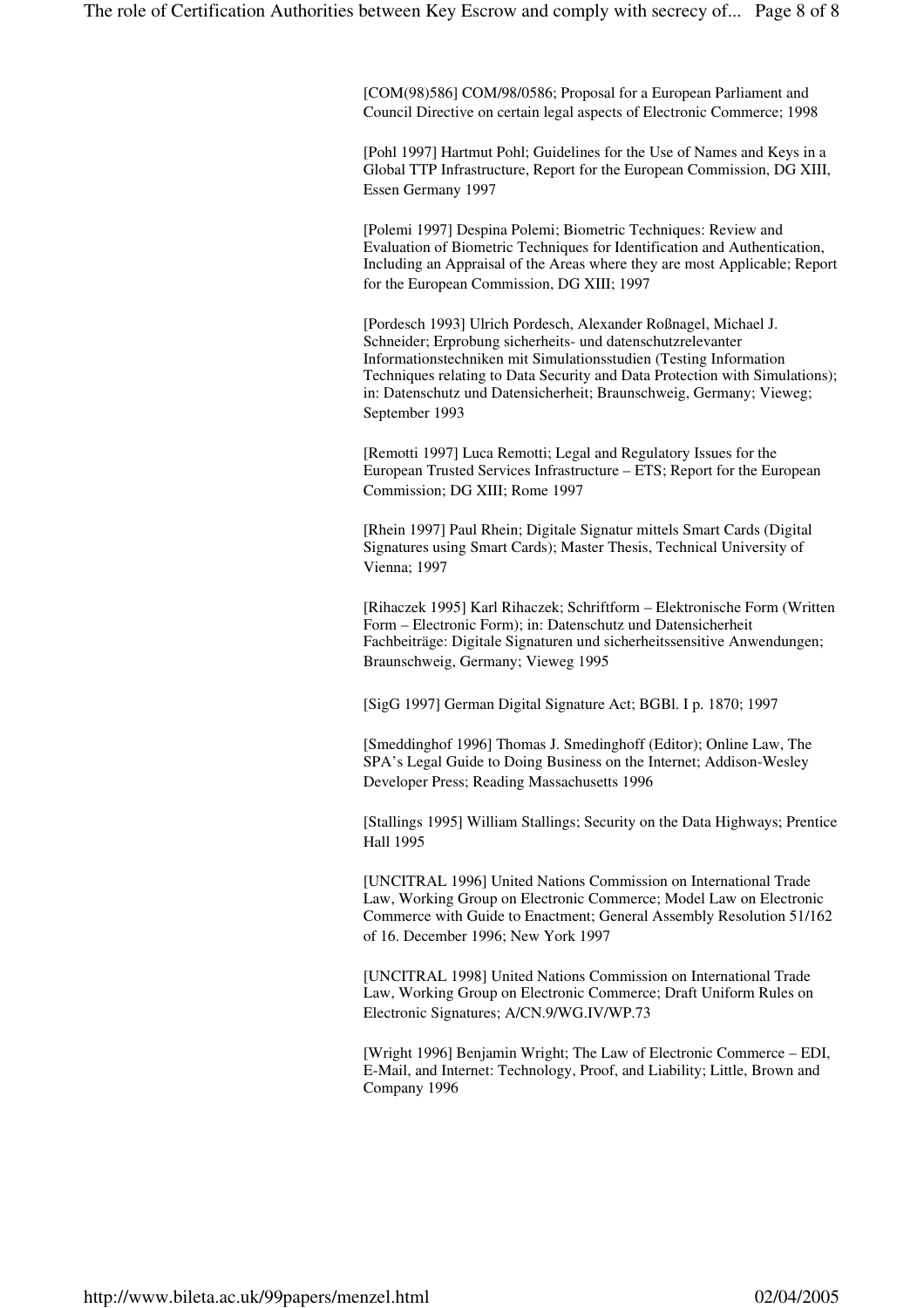[COM(98)586] COM/98/0586; Proposal for a European Parliament and Council Directive on certain legal aspects of Electronic Commerce; 1998

[Pohl 1997] Hartmut Pohl; Guidelines for the Use of Names and Keys in a Global TTP Infrastructure, Report for the European Commission, DG XIII, Essen Germany 1997

[Polemi 1997] Despina Polemi; Biometric Techniques: Review and Evaluation of Biometric Techniques for Identification and Authentication, Including an Appraisal of the Areas where they are most Applicable; Report for the European Commission, DG XIII; 1997

[Pordesch 1993] Ulrich Pordesch, Alexander Roßnagel, Michael J. Schneider; Erprobung sicherheits- und datenschutzrelevanter Informationstechniken mit Simulationsstudien (Testing Information Techniques relating to Data Security and Data Protection with Simulations); in: Datenschutz und Datensicherheit; Braunschweig, Germany; Vieweg; September 1993

[Remotti 1997] Luca Remotti; Legal and Regulatory Issues for the European Trusted Services Infrastructure – ETS; Report for the European Commission; DG XIII; Rome 1997

[Rhein 1997] Paul Rhein; Digitale Signatur mittels Smart Cards (Digital Signatures using Smart Cards); Master Thesis, Technical University of Vienna; 1997

[Rihaczek 1995] Karl Rihaczek; Schriftform – Elektronische Form (Written Form – Electronic Form); in: Datenschutz und Datensicherheit Fachbeiträge: Digitale Signaturen und sicherheitssensitive Anwendungen; Braunschweig, Germany; Vieweg 1995

[SigG 1997] German Digital Signature Act; BGBl. I p. 1870; 1997

[Smeddinghof 1996] Thomas J. Smedinghoff (Editor); Online Law, The SPA's Legal Guide to Doing Business on the Internet; Addison-Wesley Developer Press; Reading Massachusetts 1996

[Stallings 1995] William Stallings; Security on the Data Highways; Prentice Hall 1995

[UNCITRAL 1996] United Nations Commission on International Trade Law, Working Group on Electronic Commerce; Model Law on Electronic Commerce with Guide to Enactment; General Assembly Resolution 51/162 of 16. December 1996; New York 1997

[UNCITRAL 1998] United Nations Commission on International Trade Law, Working Group on Electronic Commerce; Draft Uniform Rules on Electronic Signatures; A/CN.9/WG.IV/WP.73

[Wright 1996] Benjamin Wright; The Law of Electronic Commerce – EDI, E-Mail, and Internet: Technology, Proof, and Liability; Little, Brown and Company 1996